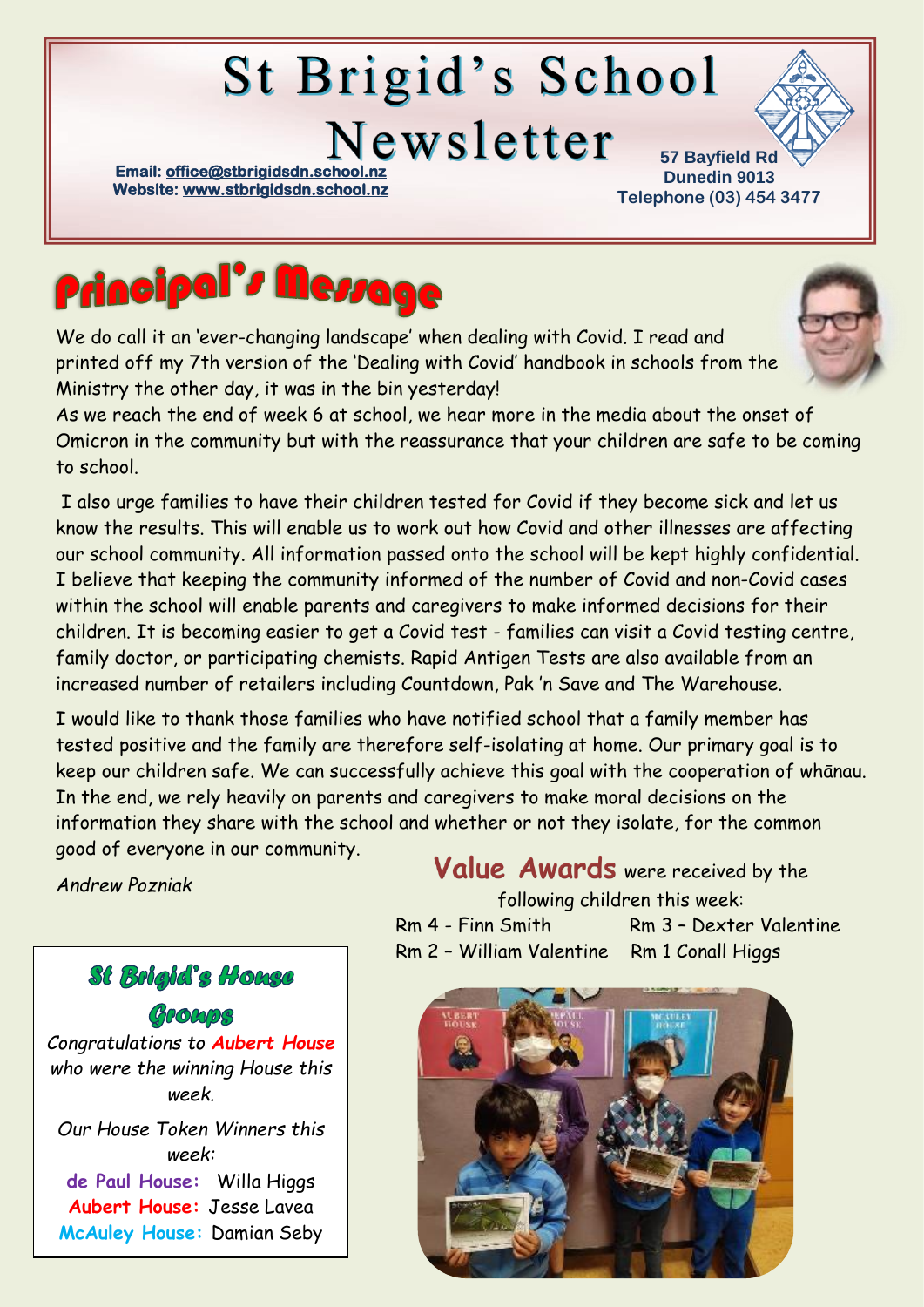# St Brigid's School Newsletter

**Email: office@stbrigidsdn.school.nz**
**Website: www.stbrigidsdn.school.nz**

**57 Bayfield Rd**
**Dunedin 9013**
**Telephone (03) 454 3477**

## Principal's Message

We do call it an 'ever-changing landscape' when dealing with Covid. I read and printed off my 7th version of the 'Dealing with Covid' handbook in schools from the Ministry the other day, it was in the bin yesterday!

As we reach the end of week 6 at school, we hear more in the media about the onset of Omicron in the community but with the reassurance that your children are safe to be coming to school.

I also urge families to have their children tested for Covid if they become sick and let us know the results. This will enable us to work out how Covid and other illnesses are affecting our school community. All information passed onto the school will be kept highly confidential. I believe that keeping the community informed of the number of Covid and non-Covid cases within the school will enable parents and caregivers to make informed decisions for their children. It is becoming easier to get a Covid test - families can visit a Covid testing centre, family doctor, or participating chemists. Rapid Antigen Tests are also available from an increased number of retailers including Countdown, Pak 'n Save and The Warehouse.

I would like to thank those families who have notified school that a family member has tested positive and the family are therefore self-isolating at home. Our primary goal is to keep our children safe. We can successfully achieve this goal with the cooperation of whānau. In the end, we rely heavily on parents and caregivers to make moral decisions on the information they share with the school and whether or not they isolate, for the common good of everyone in our community.

*Andrew Pozniak*

## St Brigid's House Groups

*Congratulations to **Aubert House** who were the winning House this week.*

*Our House Token Winners this week:*

**de Paul House:** Willa Higgs
**Aubert House:** Jesse Lavea
**McAuley House:** Damian Seby

**Value Awards** were received by the following children this week:

Rm 4 - Finn Smith
Rm 3 – Dexter Valentine
Rm 2 – William Valentine
Rm 1 Conall Higgs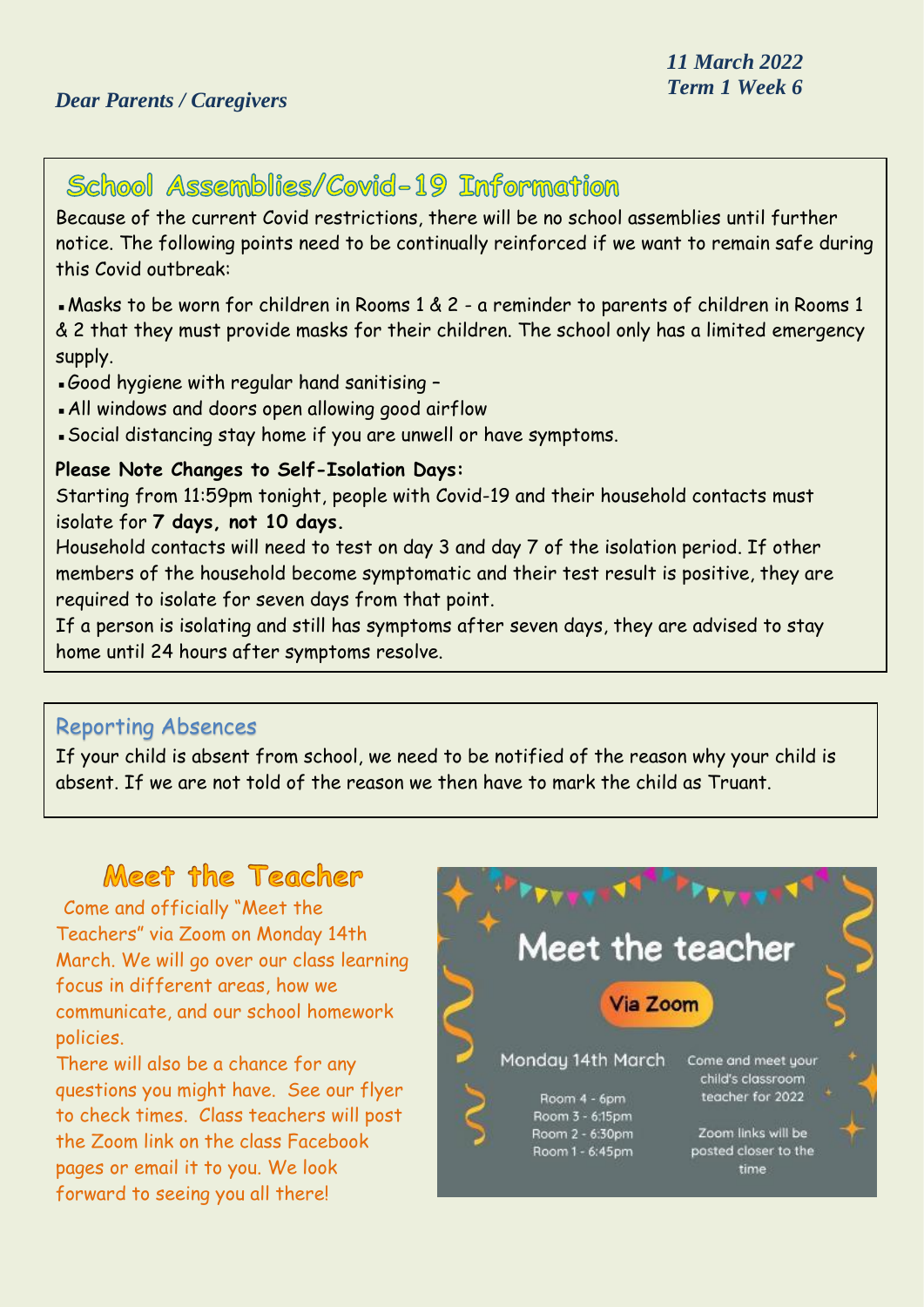*11 March 2022*
*Term 1 Week 6*

*Dear Parents / Caregivers*

## School Assemblies/Covid-19 Information

Because of the current Covid restrictions, there will be no school assemblies until further notice. The following points need to be continually reinforced if we want to remain safe during this Covid outbreak:

- Masks to be worn for children in Rooms 1 & 2 - a reminder to parents of children in Rooms 1 & 2 that they must provide masks for their children. The school only has a limited emergency supply.
- Good hygiene with regular hand sanitising –
- All windows and doors open allowing good airflow
- Social distancing stay home if you are unwell or have symptoms.

**Please Note Changes to Self-Isolation Days:**

Starting from 11:59pm tonight, people with Covid-19 and their household contacts must isolate for **7 days, not 10 days.**

Household contacts will need to test on day 3 and day 7 of the isolation period. If other members of the household become symptomatic and their test result is positive, they are required to isolate for seven days from that point.

If a person is isolating and still has symptoms after seven days, they are advised to stay home until 24 hours after symptoms resolve.

## Reporting Absences

If your child is absent from school, we need to be notified of the reason why your child is absent. If we are not told of the reason we then have to mark the child as Truant.

## Meet the Teacher

Come and officially "Meet the Teachers" via Zoom on Monday 14th March. We will go over our class learning focus in different areas, how we communicate, and our school homework policies.

There will also be a chance for any questions you might have. See our flyer to check times. Class teachers will post the Zoom link on the class Facebook pages or email it to you. We look forward to seeing you all there!

### Meet the teacher

**Via Zoom**

Monday 14th March

Room 4 - 6pm
Room 3 - 6:15pm
Room 2 - 6:30pm
Room 1 - 6:45pm

Come and meet your child's classroom teacher for 2022

Zoom links will be posted closer to the time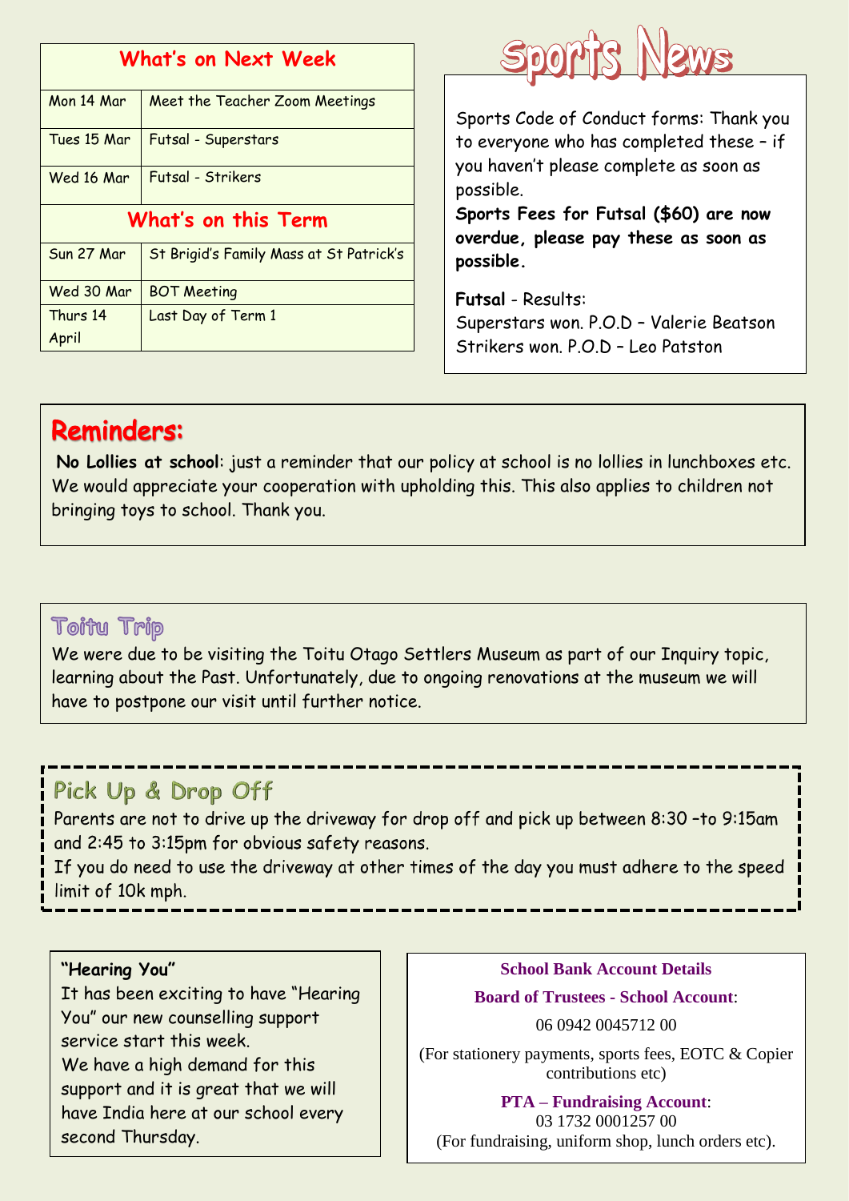| What's on Next Week | |
|---|---|
| Mon 14 Mar | Meet the Teacher Zoom Meetings |
| Tues 15 Mar | Futsal - Superstars |
| Wed 16 Mar | Futsal - Strikers |
| **What's on this Term** | |
| Sun 27 Mar | St Brigid's Family Mass at St Patrick's |
| Wed 30 Mar | BOT Meeting |
| Thurs 14 April | Last Day of Term 1 |

## Sports News

Sports Code of Conduct forms: Thank you to everyone who has completed these – if you haven't please complete as soon as possible.

**Sports Fees for Futsal ($60) are now overdue, please pay these as soon as possible.**

**Futsal** - Results:
Superstars won. P.O.D – Valerie Beatson
Strikers won. P.O.D – Leo Patston

## Reminders:

**No Lollies at school**: just a reminder that our policy at school is no lollies in lunchboxes etc. We would appreciate your cooperation with upholding this. This also applies to children not bringing toys to school. Thank you.

## Toitu Trip

We were due to be visiting the Toitu Otago Settlers Museum as part of our Inquiry topic, learning about the Past. Unfortunately, due to ongoing renovations at the museum we will have to postpone our visit until further notice.

## Pick Up & Drop Off

Parents are not to drive up the driveway for drop off and pick up between 8:30 –to 9:15am and 2:45 to 3:15pm for obvious safety reasons.
If you do need to use the driveway at other times of the day you must adhere to the speed limit of 10k mph.

**"Hearing You"**

It has been exciting to have "Hearing You" our new counselling support service start this week.
We have a high demand for this support and it is great that we will have India here at our school every second Thursday.

**School Bank Account Details**

**Board of Trustees - School Account**:

06 0942 0045712 00

(For stationery payments, sports fees, EOTC & Copier contributions etc)

**PTA – Fundraising Account**:
03 1732 0001257 00
(For fundraising, uniform shop, lunch orders etc).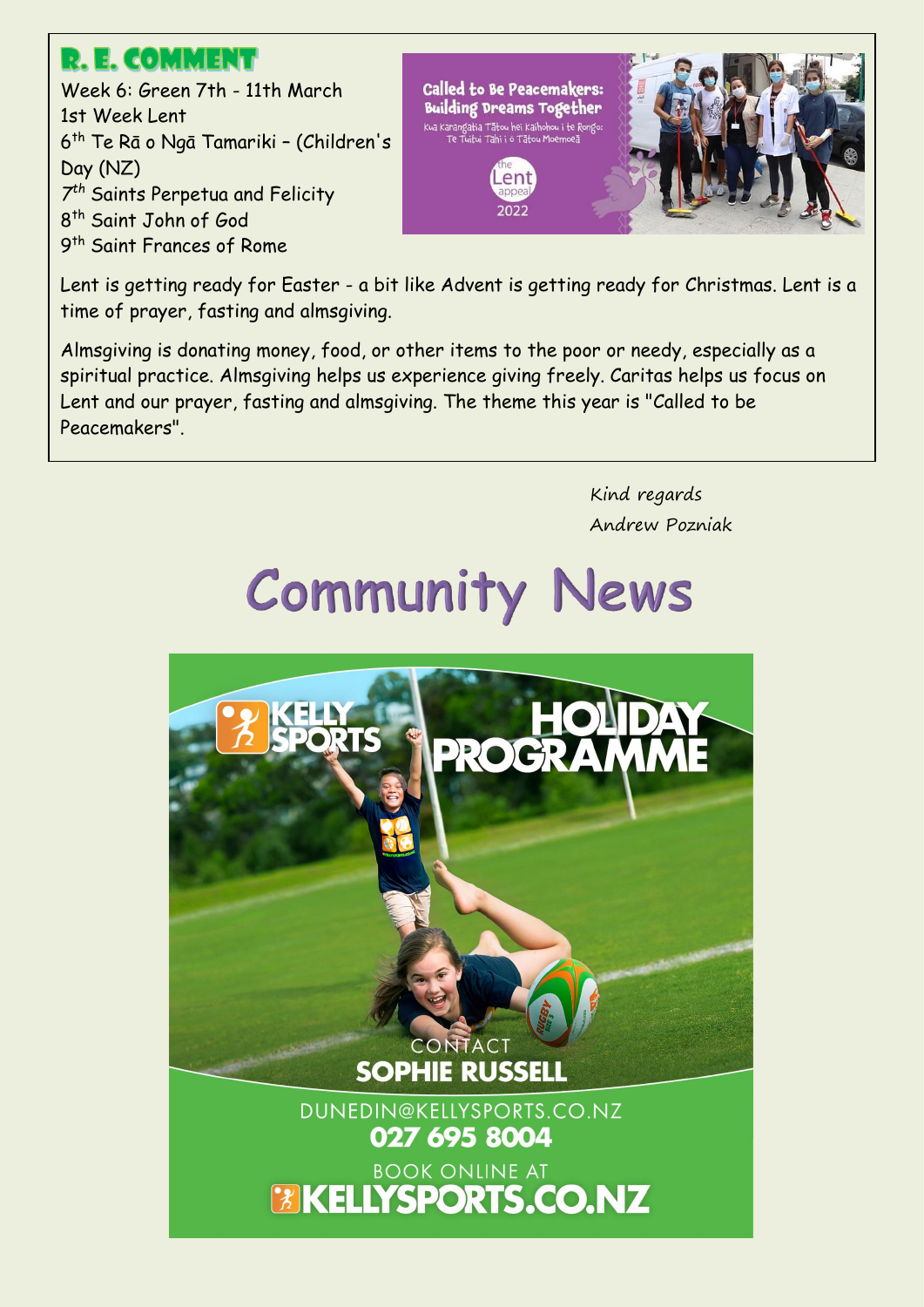## R. E. COMMENT

Week 6: Green 7th - 11th March
1st Week Lent
6th Te Rā o Ngā Tamariki – (Children's Day (NZ)
7th Saints Perpetua and Felicity
8th Saint John of God
9th Saint Frances of Rome

Called to Be Peacemakers: Building Dreams Together
Kua Karangatia Tātou hei Kaihohou i te Rongo: Te Tuitui Tahi i ō Tātou Moemoeā
the Lent appeal 2022

Lent is getting ready for Easter - a bit like Advent is getting ready for Christmas. Lent is a time of prayer, fasting and almsgiving.

Almsgiving is donating money, food, or other items to the poor or needy, especially as a spiritual practice. Almsgiving helps us experience giving freely. Caritas helps us focus on Lent and our prayer, fasting and almsgiving. The theme this year is "Called to be Peacemakers".

Kind regards
Andrew Pozniak

# Community News

KELLY SPORTS HOLIDAY PROGRAMME

CONTACT
**SOPHIE RUSSELL**

DUNEDIN@KELLYSPORTS.CO.NZ
**027 695 8004**

BOOK ONLINE AT
**KELLYSPORTS.CO.NZ**